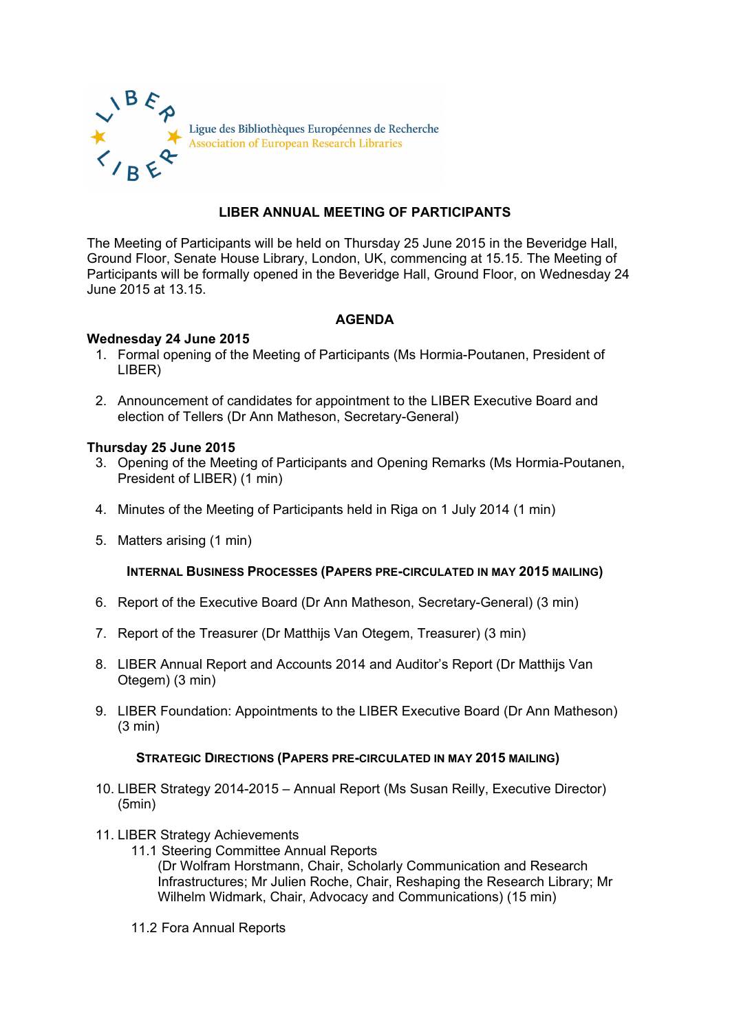Ligue des Bibliothèques Européennes de Recherche
Association of European Research Libraries

# LIBER ANNUAL MEETING OF PARTICIPANTS

The Meeting of Participants will be held on Thursday 25 June 2015 in the Beveridge Hall, Ground Floor, Senate House Library, London, UK, commencing at 15.15. The Meeting of Participants will be formally opened in the Beveridge Hall, Ground Floor, on Wednesday 24 June 2015 at 13.15.

## AGENDA

**Wednesday 24 June 2015**

1. Formal opening of the Meeting of Participants (Ms Hormia-Poutanen, President of LIBER)

2. Announcement of candidates for appointment to the LIBER Executive Board and election of Tellers (Dr Ann Matheson, Secretary-General)

**Thursday 25 June 2015**

3. Opening of the Meeting of Participants and Opening Remarks (Ms Hormia-Poutanen, President of LIBER) (1 min)

4. Minutes of the Meeting of Participants held in Riga on 1 July 2014 (1 min)

5. Matters arising (1 min)

**INTERNAL BUSINESS PROCESSES (PAPERS PRE-CIRCULATED IN MAY 2015 MAILING)**

6. Report of the Executive Board (Dr Ann Matheson, Secretary-General) (3 min)

7. Report of the Treasurer (Dr Matthijs Van Otegem, Treasurer) (3 min)

8. LIBER Annual Report and Accounts 2014 and Auditor's Report (Dr Matthijs Van Otegem) (3 min)

9. LIBER Foundation: Appointments to the LIBER Executive Board (Dr Ann Matheson) (3 min)

**STRATEGIC DIRECTIONS (PAPERS PRE-CIRCULATED IN MAY 2015 MAILING)**

10. LIBER Strategy 2014-2015 – Annual Report (Ms Susan Reilly, Executive Director) (5min)

11. LIBER Strategy Achievements
    - 11.1 Steering Committee Annual Reports
      (Dr Wolfram Horstmann, Chair, Scholarly Communication and Research Infrastructures; Mr Julien Roche, Chair, Reshaping the Research Library; Mr Wilhelm Widmark, Chair, Advocacy and Communications) (15 min)
    - 11.2 Fora Annual Reports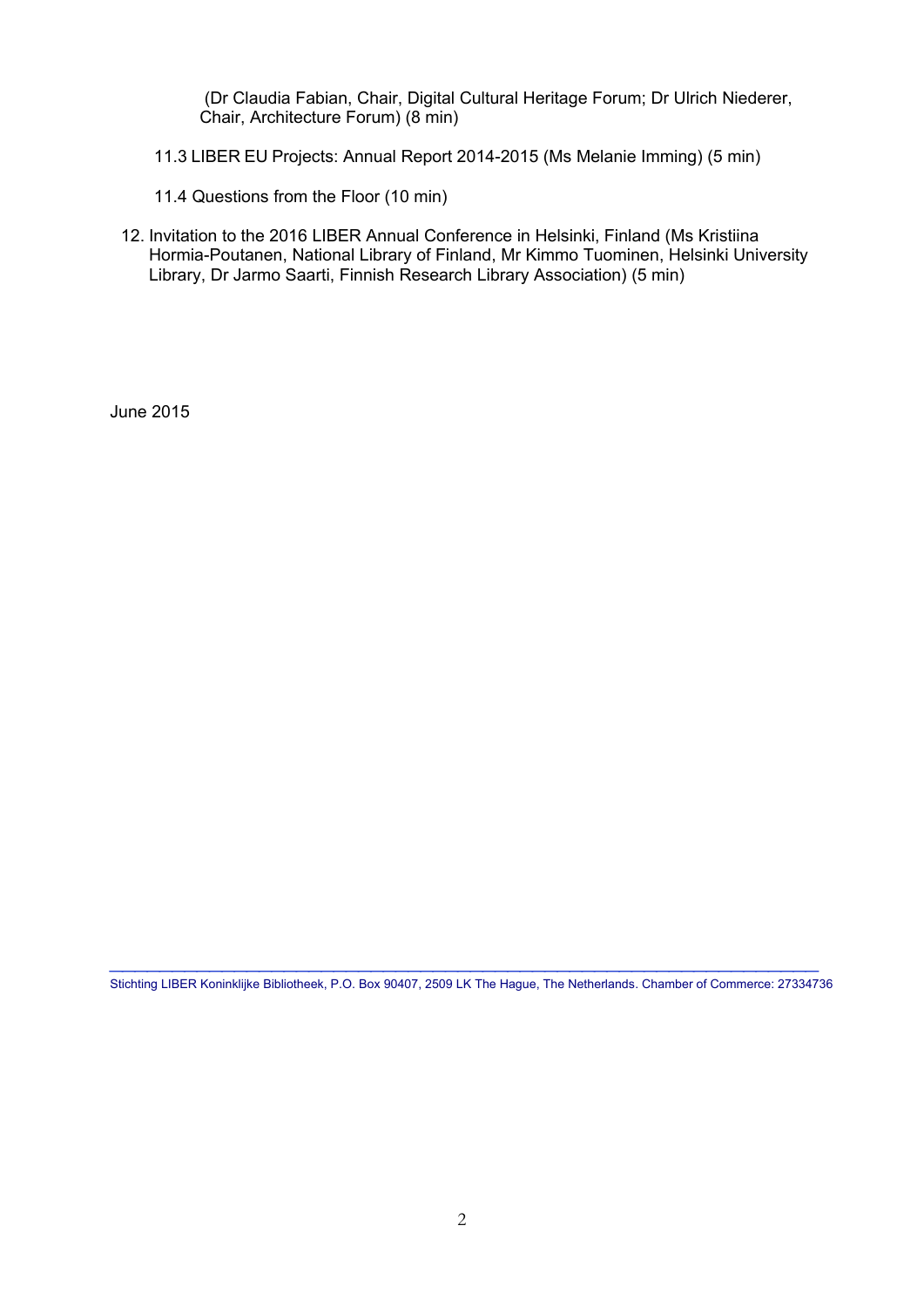(Dr Claudia Fabian, Chair, Digital Cultural Heritage Forum; Dr Ulrich Niederer, Chair, Architecture Forum) (8 min)

11.3 LIBER EU Projects: Annual Report 2014-2015 (Ms Melanie Imming) (5 min)

11.4 Questions from the Floor (10 min)

12. Invitation to the 2016 LIBER Annual Conference in Helsinki, Finland (Ms Kristiina Hormia-Poutanen, National Library of Finland, Mr Kimmo Tuominen, Helsinki University Library, Dr Jarmo Saarti, Finnish Research Library Association) (5 min)

June 2015

Stichting LIBER Koninklijke Bibliotheek, P.O. Box 90407, 2509 LK The Hague, The Netherlands. Chamber of Commerce: 27334736